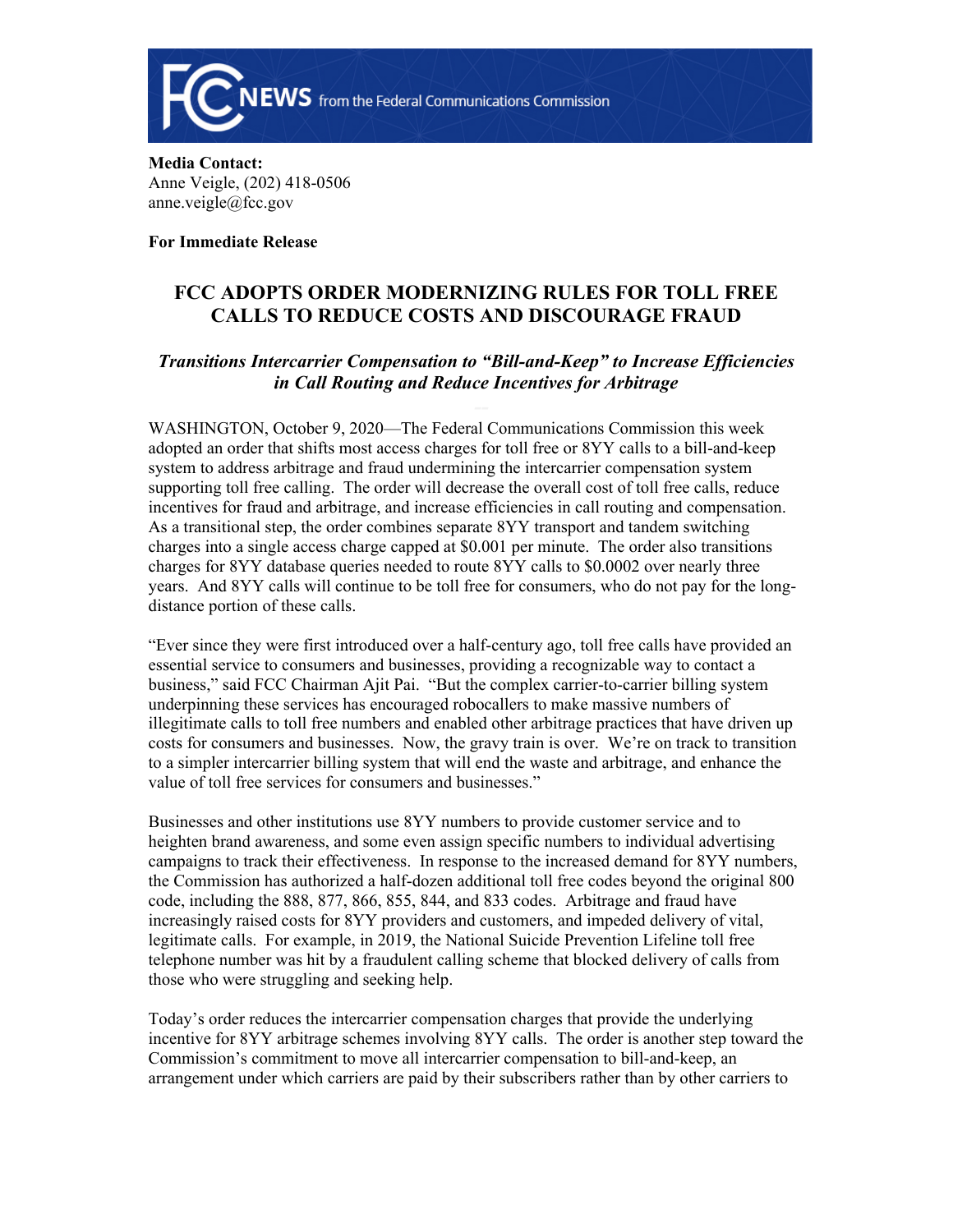**Media Contact:**
Anne Veigle, (202) 418-0506
anne.veigle@fcc.gov

**For Immediate Release**

# FCC ADOPTS ORDER MODERNIZING RULES FOR TOLL FREE CALLS TO REDUCE COSTS AND DISCOURAGE FRAUD

### *Transitions Intercarrier Compensation to "Bill-and-Keep" to Increase Efficiencies in Call Routing and Reduce Incentives for Arbitrage*

WASHINGTON, October 9, 2020—The Federal Communications Commission this week adopted an order that shifts most access charges for toll free or 8YY calls to a bill-and-keep system to address arbitrage and fraud undermining the intercarrier compensation system supporting toll free calling. The order will decrease the overall cost of toll free calls, reduce incentives for fraud and arbitrage, and increase efficiencies in call routing and compensation. As a transitional step, the order combines separate 8YY transport and tandem switching charges into a single access charge capped at $0.001 per minute. The order also transitions charges for 8YY database queries needed to route 8YY calls to $0.0002 over nearly three years. And 8YY calls will continue to be toll free for consumers, who do not pay for the long-distance portion of these calls.

"Ever since they were first introduced over a half-century ago, toll free calls have provided an essential service to consumers and businesses, providing a recognizable way to contact a business," said FCC Chairman Ajit Pai. "But the complex carrier-to-carrier billing system underpinning these services has encouraged robocallers to make massive numbers of illegitimate calls to toll free numbers and enabled other arbitrage practices that have driven up costs for consumers and businesses. Now, the gravy train is over. We're on track to transition to a simpler intercarrier billing system that will end the waste and arbitrage, and enhance the value of toll free services for consumers and businesses."

Businesses and other institutions use 8YY numbers to provide customer service and to heighten brand awareness, and some even assign specific numbers to individual advertising campaigns to track their effectiveness. In response to the increased demand for 8YY numbers, the Commission has authorized a half-dozen additional toll free codes beyond the original 800 code, including the 888, 877, 866, 855, 844, and 833 codes. Arbitrage and fraud have increasingly raised costs for 8YY providers and customers, and impeded delivery of vital, legitimate calls. For example, in 2019, the National Suicide Prevention Lifeline toll free telephone number was hit by a fraudulent calling scheme that blocked delivery of calls from those who were struggling and seeking help.

Today's order reduces the intercarrier compensation charges that provide the underlying incentive for 8YY arbitrage schemes involving 8YY calls. The order is another step toward the Commission's commitment to move all intercarrier compensation to bill-and-keep, an arrangement under which carriers are paid by their subscribers rather than by other carriers to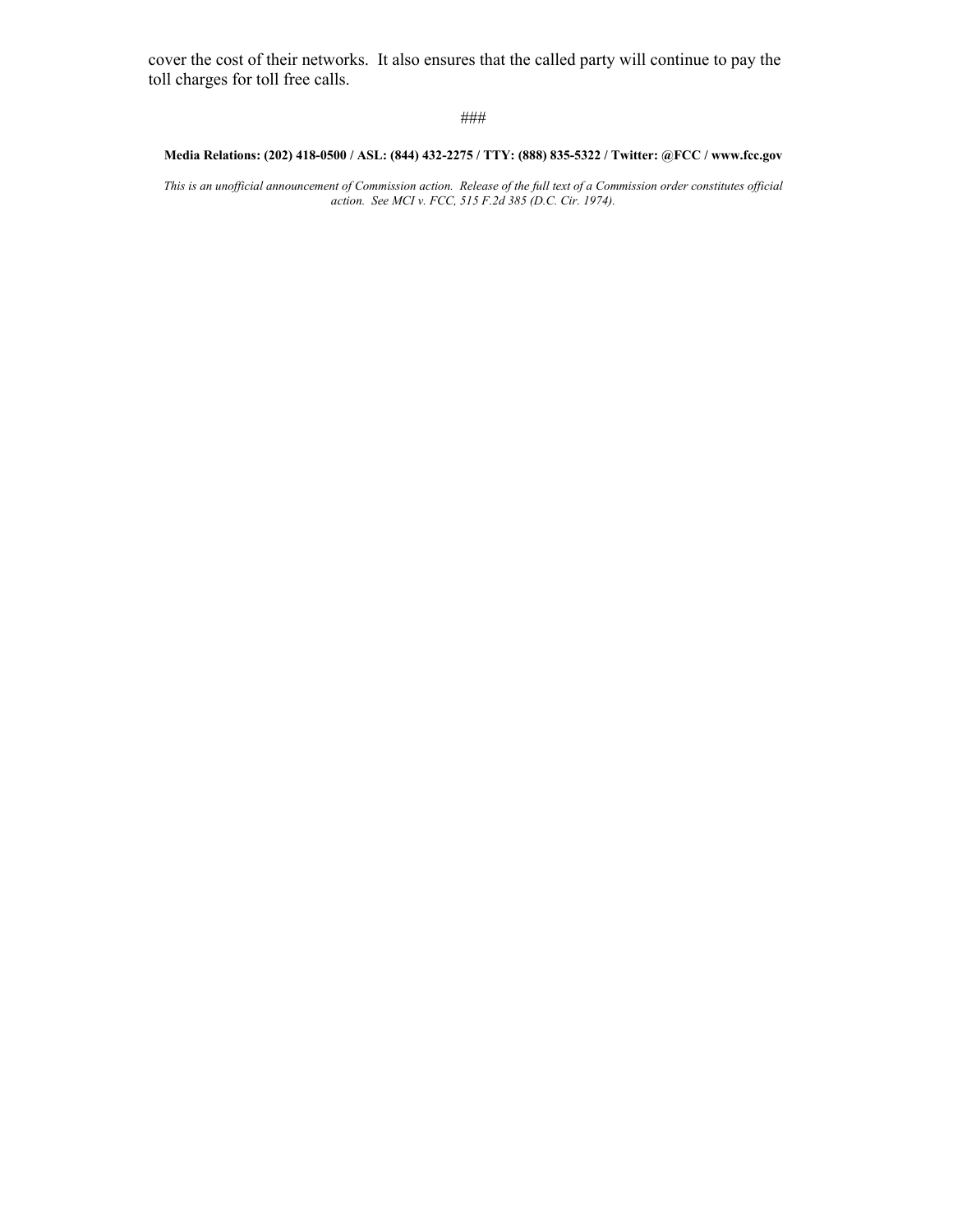cover the cost of their networks. It also ensures that the called party will continue to pay the toll charges for toll free calls.

###

**Media Relations: (202) 418-0500 / ASL: (844) 432-2275 / TTY: (888) 835-5322 / Twitter: @FCC / www.fcc.gov**

*This is an unofficial announcement of Commission action. Release of the full text of a Commission order constitutes official action. See MCI v. FCC, 515 F.2d 385 (D.C. Cir. 1974).*